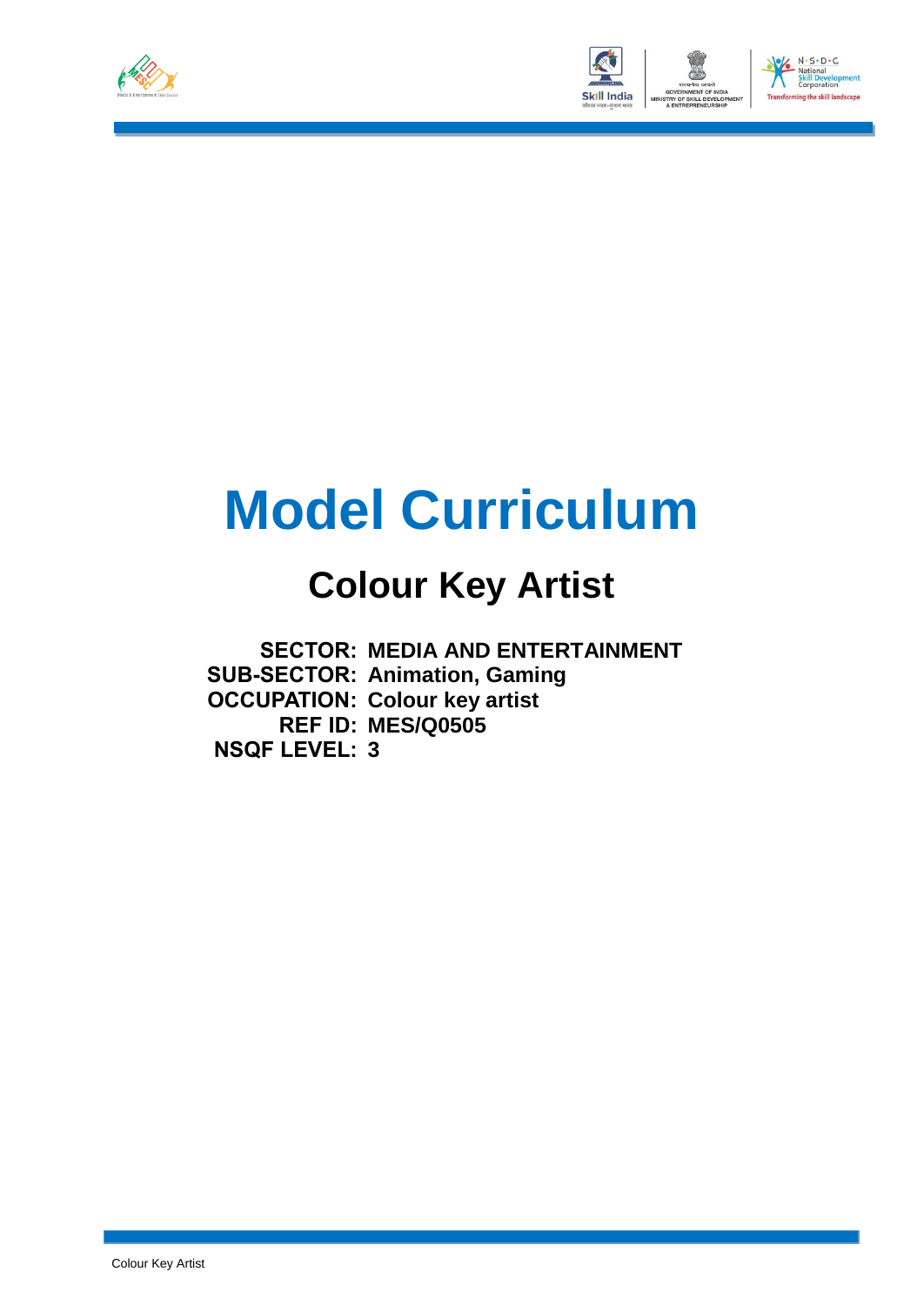# Model Curriculum

## Colour Key Artist

**SECTOR:** **MEDIA AND ENTERTAINMENT**
**SUB-SECTOR:** **Animation, Gaming**
**OCCUPATION:** **Colour key artist**
**REF ID:** **MES/Q0505**
**NSQF LEVEL:** **3**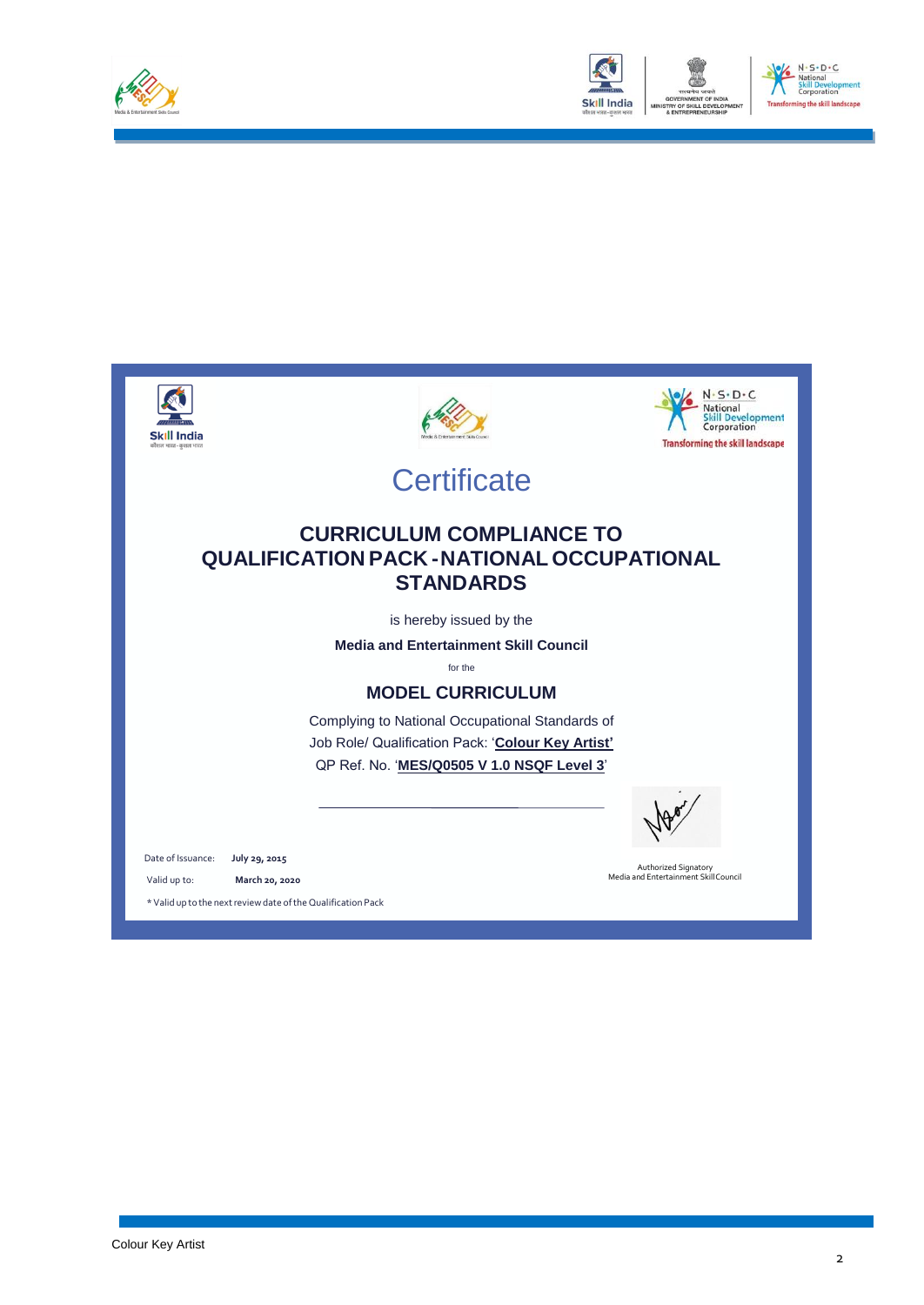# Certificate

## CURRICULUM COMPLIANCE TO QUALIFICATION PACK - NATIONAL OCCUPATIONAL STANDARDS

is hereby issued by the

**Media and Entertainment Skill Council**

for the

### MODEL CURRICULUM

Complying to National Occupational Standards of
Job Role/ Qualification Pack: '**Colour Key Artist'**
QP Ref. No. '**MES/Q0505 V 1.0 NSQF Level 3**'

Date of Issuance: **July 29, 2015**

Valid up to: **March 20, 2020**

\* Valid up to the next review date of the Qualification Pack

Authorized Signatory
Media and Entertainment Skill Council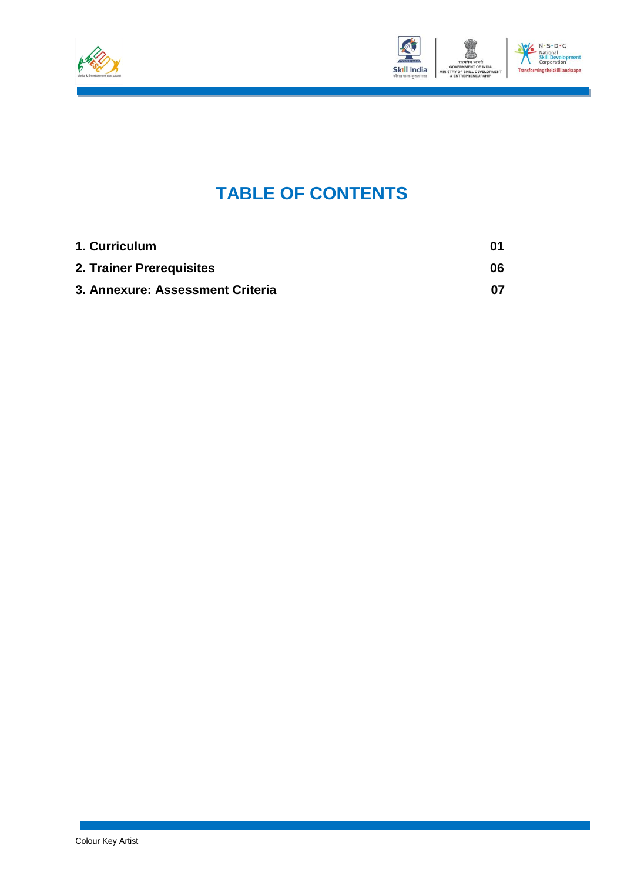# TABLE OF CONTENTS

| | |
|---|---|
| **1. Curriculum** | **01** |
| **2. Trainer Prerequisites** | **06** |
| **3. Annexure: Assessment Criteria** | **07** |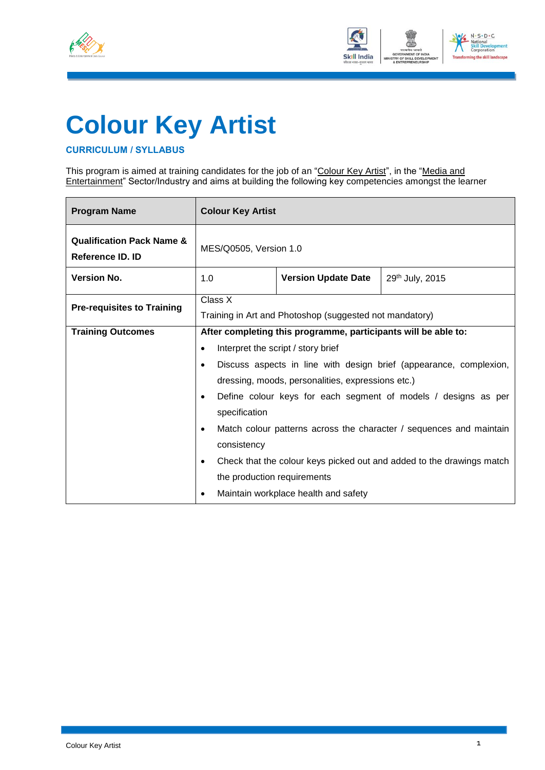# Colour Key Artist

### CURRICULUM / SYLLABUS

This program is aimed at training candidates for the job of an "Colour Key Artist", in the "Media and Entertainment" Sector/Industry and aims at building the following key competencies amongst the learner

| **Program Name** | **Colour Key Artist** | | |
|---|---|---|---|
| **Qualification Pack Name & Reference ID. ID** | MES/Q0505, Version 1.0 | | |
| **Version No.** | 1.0 | **Version Update Date** | 29th July, 2015 |
| **Pre-requisites to Training** | Class X<br>Training in Art and Photoshop (suggested not mandatory) | | |
| **Training Outcomes** | **After completing this programme, participants will be able to:**<br>• Interpret the script / story brief<br>• Discuss aspects in line with design brief (appearance, complexion, dressing, moods, personalities, expressions etc.)<br>• Define colour keys for each segment of models / designs as per specification<br>• Match colour patterns across the character / sequences and maintain consistency<br>• Check that the colour keys picked out and added to the drawings match the production requirements<br>• Maintain workplace health and safety | | |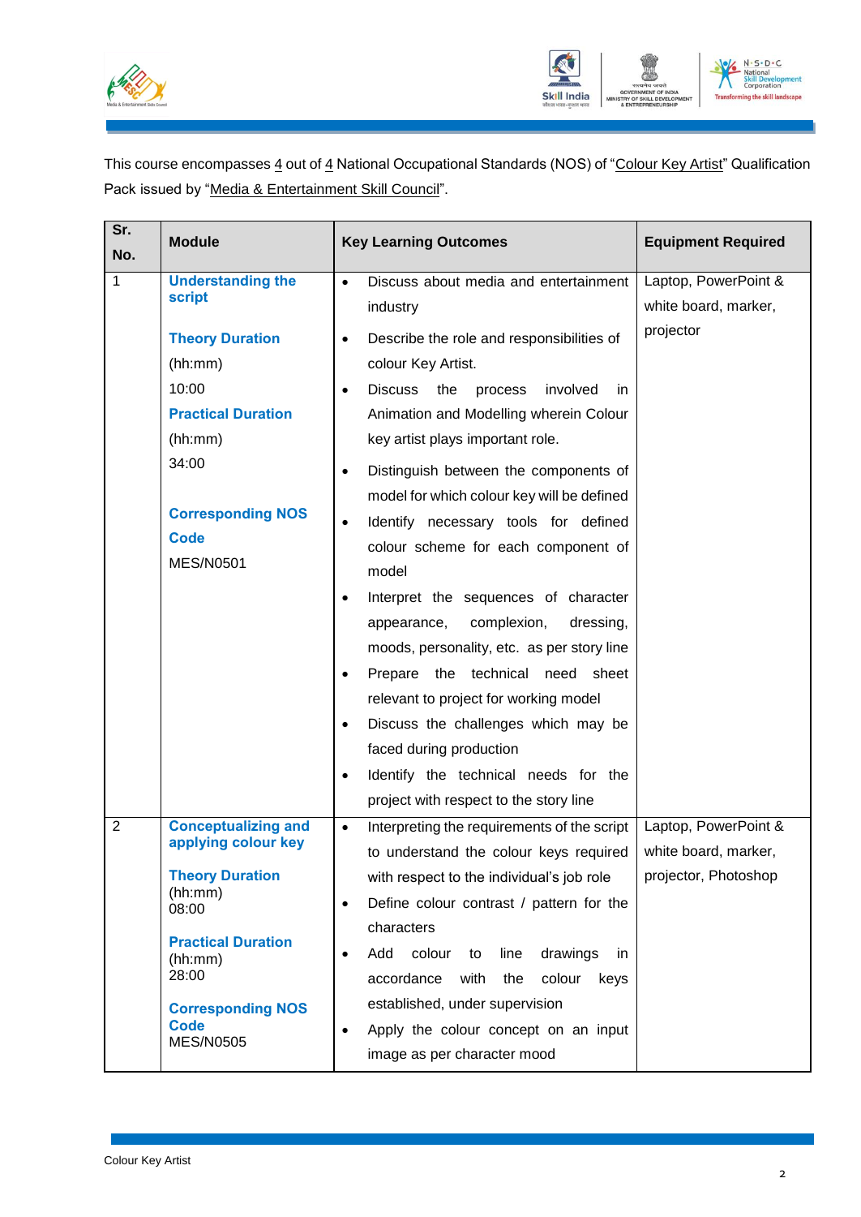This course encompasses 4 out of 4 National Occupational Standards (NOS) of "Colour Key Artist" Qualification Pack issued by "Media & Entertainment Skill Council".

| Sr. No. | Module | Key Learning Outcomes | Equipment Required |
|---|---|---|---|
| 1 | **Understanding the script**<br><br>**Theory Duration** (hh:mm) 10:00<br>**Practical Duration** (hh:mm) 34:00<br><br>**Corresponding NOS Code** MES/N0501 | • Discuss about media and entertainment industry<br>• Describe the role and responsibilities of colour Key Artist.<br>• Discuss the process involved in Animation and Modelling wherein Colour key artist plays important role.<br>• Distinguish between the components of model for which colour key will be defined<br>• Identify necessary tools for defined colour scheme for each component of model<br>• Interpret the sequences of character appearance, complexion, dressing, moods, personality, etc. as per story line<br>• Prepare the technical need sheet relevant to project for working model<br>• Discuss the challenges which may be faced during production<br>• Identify the technical needs for the project with respect to the story line | Laptop, PowerPoint & white board, marker, projector |
| 2 | **Conceptualizing and applying colour key**<br><br>**Theory Duration** (hh:mm) 08:00<br>**Practical Duration** (hh:mm) 28:00<br><br>**Corresponding NOS Code** MES/N0505 | • Interpreting the requirements of the script to understand the colour keys required with respect to the individual's job role<br>• Define colour contrast / pattern for the characters<br>• Add colour to line drawings in accordance with the colour keys established, under supervision<br>• Apply the colour concept on an input image as per character mood | Laptop, PowerPoint & white board, marker, projector, Photoshop |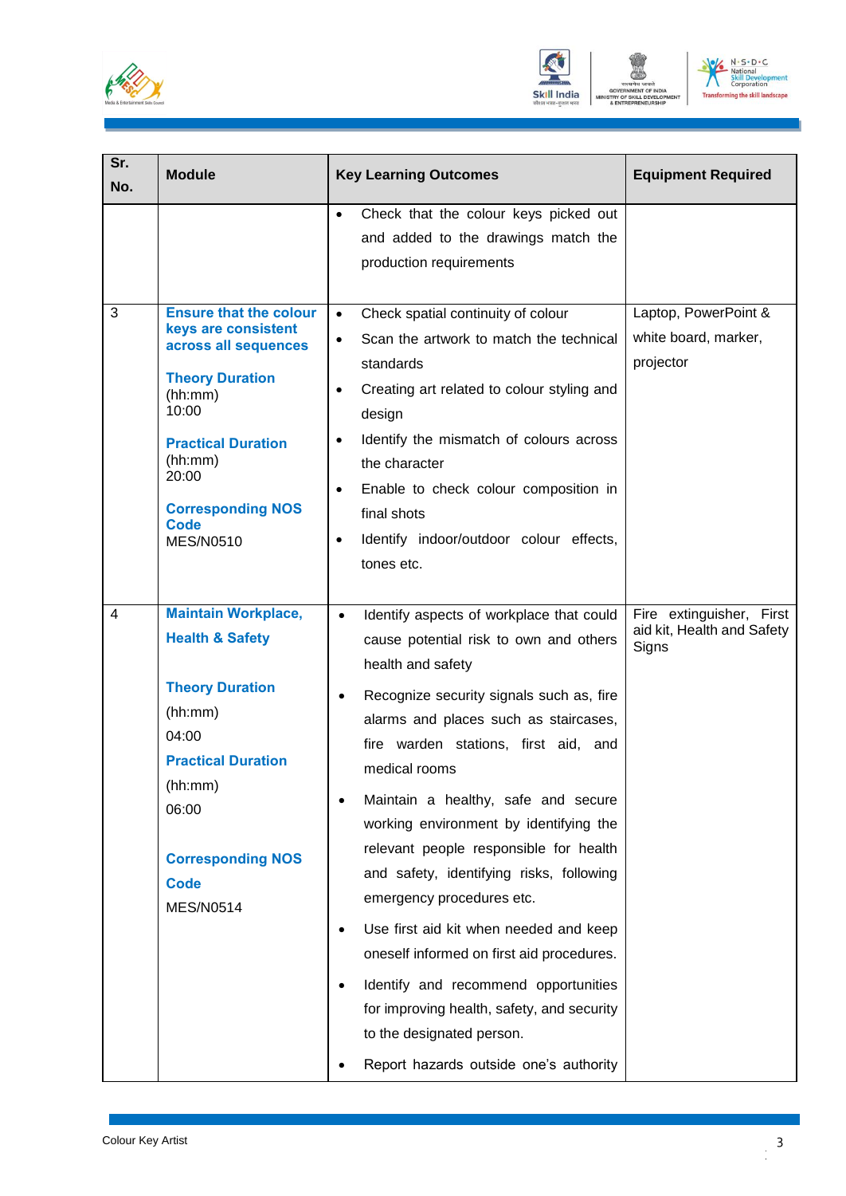| Sr. No. | Module | Key Learning Outcomes | Equipment Required |
|---|---|---|---|
| | | • Check that the colour keys picked out and added to the drawings match the production requirements | |
| 3 | **Ensure that the colour keys are consistent across all sequences**<br><br>**Theory Duration** (hh:mm) 10:00<br><br>**Practical Duration** (hh:mm) 20:00<br><br>**Corresponding NOS Code** MES/N0510 | • Check spatial continuity of colour<br>• Scan the artwork to match the technical standards<br>• Creating art related to colour styling and design<br>• Identify the mismatch of colours across the character<br>• Enable to check colour composition in final shots<br>• Identify indoor/outdoor colour effects, tones etc. | Laptop, PowerPoint & white board, marker, projector |
| 4 | **Maintain Workplace, Health & Safety**<br><br>**Theory Duration** (hh:mm) 04:00<br><br>**Practical Duration** (hh:mm) 06:00<br><br>**Corresponding NOS Code** MES/N0514 | • Identify aspects of workplace that could cause potential risk to own and others health and safety<br>• Recognize security signals such as, fire alarms and places such as staircases, fire warden stations, first aid, and medical rooms<br>• Maintain a healthy, safe and secure working environment by identifying the relevant people responsible for health and safety, identifying risks, following emergency procedures etc.<br>• Use first aid kit when needed and keep oneself informed on first aid procedures.<br>• Identify and recommend opportunities for improving health, safety, and security to the designated person.<br>• Report hazards outside one's authority | Fire extinguisher, First aid kit, Health and Safety Signs |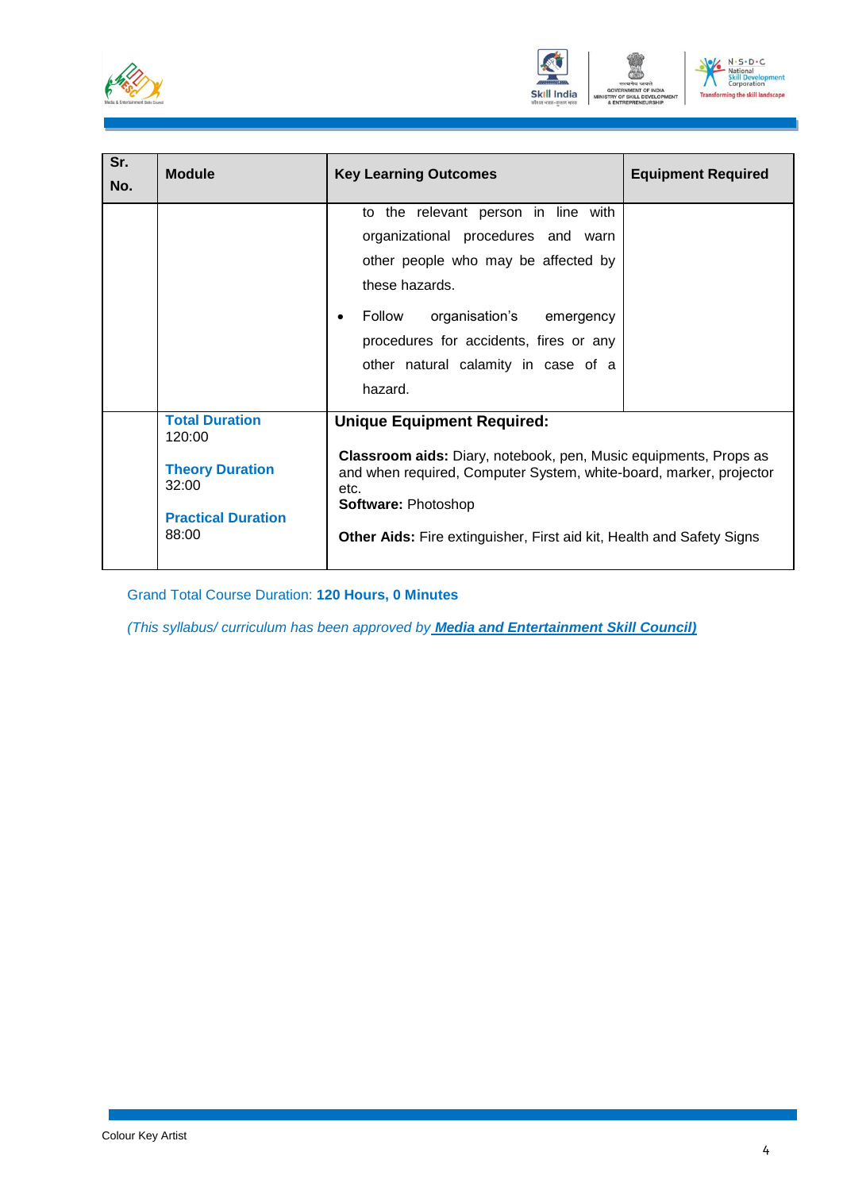| Sr. No. | Module | Key Learning Outcomes | Equipment Required |
|---|---|---|---|
| | | to the relevant person in line with organizational procedures and warn other people who may be affected by these hazards.<br>• Follow organisation's emergency procedures for accidents, fires or any other natural calamity in case of a hazard. | |
| | **Total Duration**<br>120:00<br><br>**Theory Duration**<br>32:00<br><br>**Practical Duration**<br>88:00 | **Unique Equipment Required:**<br><br>**Classroom aids:** Diary, notebook, pen, Music equipments, Props as and when required, Computer System, white-board, marker, projector etc.<br>**Software:** Photoshop<br><br>**Other Aids:** Fire extinguisher, First aid kit, Health and Safety Signs | |

Grand Total Course Duration: **120 Hours, 0 Minutes**

*(This syllabus/ curriculum has been approved by* ***Media and Entertainment Skill Council)***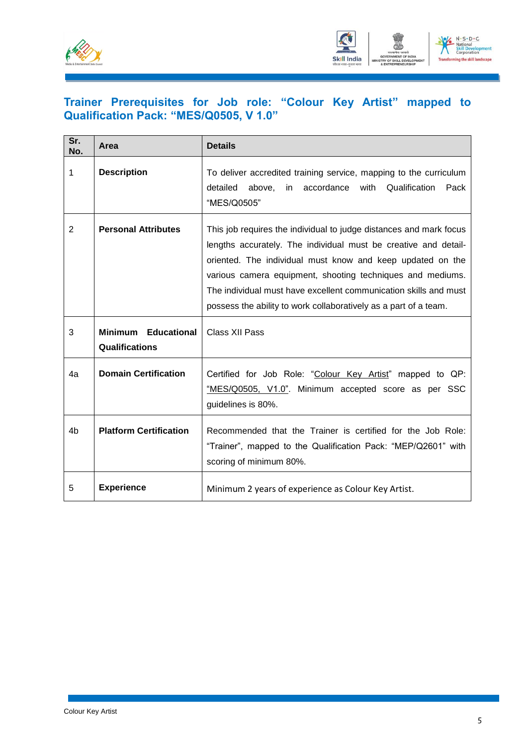## Trainer Prerequisites for Job role: "Colour Key Artist" mapped to Qualification Pack: "MES/Q0505, V 1.0"

| Sr. No. | Area | Details |
|---|---|---|
| 1 | **Description** | To deliver accredited training service, mapping to the curriculum detailed above, in accordance with Qualification Pack "MES/Q0505" |
| 2 | **Personal Attributes** | This job requires the individual to judge distances and mark focus lengths accurately. The individual must be creative and detail-oriented. The individual must know and keep updated on the various camera equipment, shooting techniques and mediums. The individual must have excellent communication skills and must possess the ability to work collaboratively as a part of a team. |
| 3 | **Minimum Educational Qualifications** | Class XII Pass |
| 4a | **Domain Certification** | Certified for Job Role: "Colour Key Artist" mapped to QP: "MES/Q0505, V1.0". Minimum accepted score as per SSC guidelines is 80%. |
| 4b | **Platform Certification** | Recommended that the Trainer is certified for the Job Role: "Trainer", mapped to the Qualification Pack: "MEP/Q2601" with scoring of minimum 80%. |
| 5 | **Experience** | Minimum 2 years of experience as Colour Key Artist. |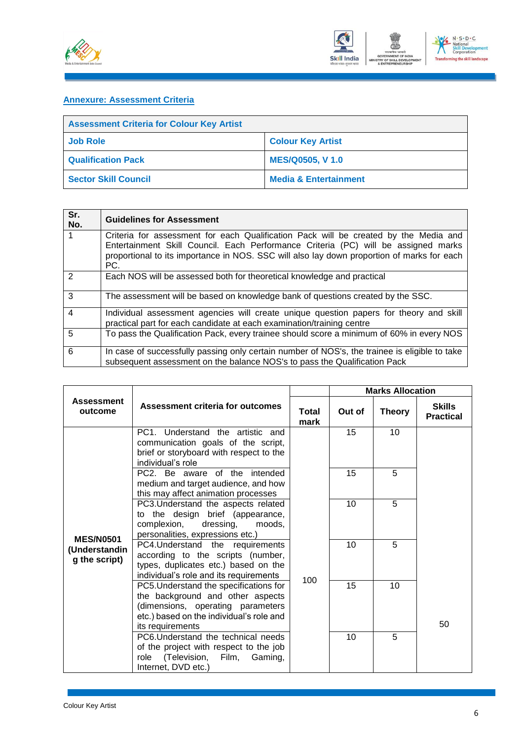## Annexure: Assessment Criteria

| Assessment Criteria for Colour Key Artist | |
|---|---|
| **Job Role** | **Colour Key Artist** |
| **Qualification Pack** | **MES/Q0505, V 1.0** |
| **Sector Skill Council** | **Media & Entertainment** |

| Sr. No. | Guidelines for Assessment |
|---|---|
| 1 | Criteria for assessment for each Qualification Pack will be created by the Media and Entertainment Skill Council. Each Performance Criteria (PC) will be assigned marks proportional to its importance in NOS. SSC will also lay down proportion of marks for each PC. |
| 2 | Each NOS will be assessed both for theoretical knowledge and practical |
| 3 | The assessment will be based on knowledge bank of questions created by the SSC. |
| 4 | Individual assessment agencies will create unique question papers for theory and skill practical part for each candidate at each examination/training centre |
| 5 | To pass the Qualification Pack, every trainee should score a minimum of 60% in every NOS |
| 6 | In case of successfully passing only certain number of NOS's, the trainee is eligible to take subsequent assessment on the balance NOS's to pass the Qualification Pack |

| Assessment outcome | Assessment criteria for outcomes | | Marks Allocation | | |
|---|---|---|---|---|---|
| | | Total mark | Out of | Theory | Skills Practical |
| **MES/N0501 (Understanding the script)** | PC1. Understand the artistic and communication goals of the script, brief or storyboard with respect to the individual's role | 100 | 15 | 10 | 50 |
| | PC2. Be aware of the intended medium and target audience, and how this may affect animation processes | | 15 | 5 | |
| | PC3.Understand the aspects related to the design brief (appearance, complexion, dressing, moods, personalities, expressions etc.) | | 10 | 5 | |
| | PC4.Understand the requirements according to the scripts (number, types, duplicates etc.) based on the individual's role and its requirements | | 10 | 5 | |
| | PC5.Understand the specifications for the background and other aspects (dimensions, operating parameters etc.) based on the individual's role and its requirements | | 15 | 10 | |
| | PC6.Understand the technical needs of the project with respect to the job role (Television, Film, Gaming, Internet, DVD etc.) | | 10 | 5 | |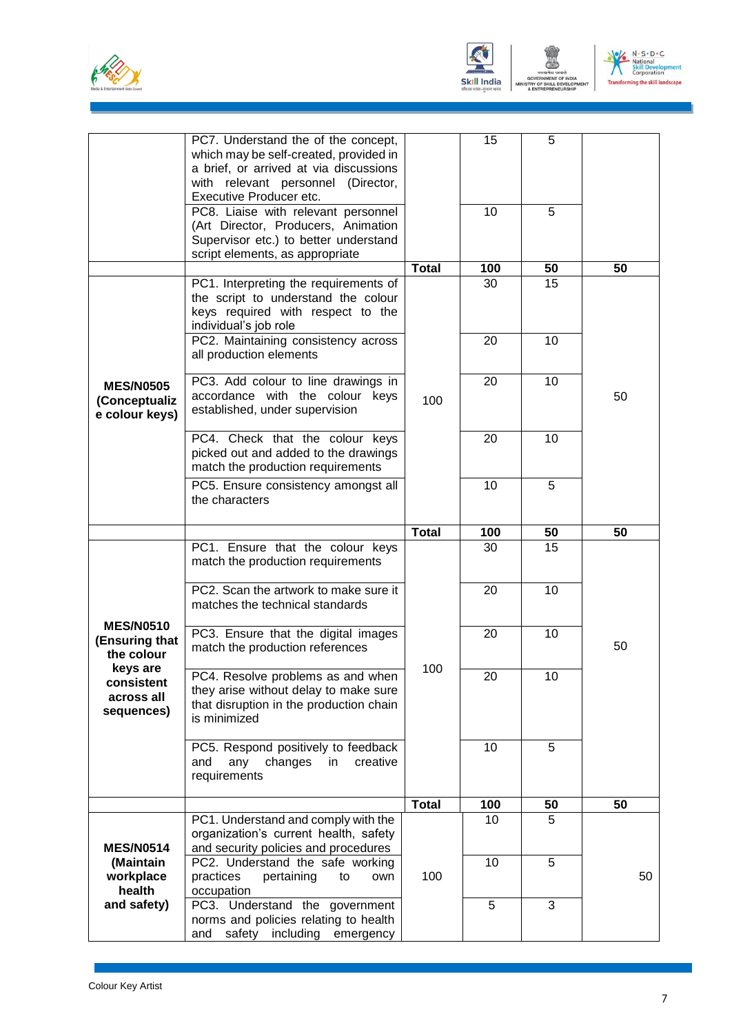| | | | | | |
|---|---|---|---|---|---|
| | PC7. Understand the of the concept, which may be self-created, provided in a brief, or arrived at via discussions with relevant personnel (Director, Executive Producer etc. | | 15 | 5 | |
| | PC8. Liaise with relevant personnel (Art Director, Producers, Animation Supervisor etc.) to better understand script elements, as appropriate | | 10 | 5 | |
| | | **Total** | **100** | **50** | **50** |
| **MES/N0505 (Conceptualize colour keys)** | PC1. Interpreting the requirements of the script to understand the colour keys required with respect to the individual's job role | 100 | 30 | 15 | 50 |
| | PC2. Maintaining consistency across all production elements | | 20 | 10 | |
| | PC3. Add colour to line drawings in accordance with the colour keys established, under supervision | | 20 | 10 | |
| | PC4. Check that the colour keys picked out and added to the drawings match the production requirements | | 20 | 10 | |
| | PC5. Ensure consistency amongst all the characters | | 10 | 5 | |
| | | **Total** | **100** | **50** | **50** |
| **MES/N0510 (Ensuring that the colour keys are consistent across all sequences)** | PC1. Ensure that the colour keys match the production requirements | 100 | 30 | 15 | 50 |
| | PC2. Scan the artwork to make sure it matches the technical standards | | 20 | 10 | |
| | PC3. Ensure that the digital images match the production references | | 20 | 10 | |
| | PC4. Resolve problems as and when they arise without delay to make sure that disruption in the production chain is minimized | | 20 | 10 | |
| | PC5. Respond positively to feedback and any changes in creative requirements | | 10 | 5 | |
| | | **Total** | **100** | **50** | **50** |
| **MES/N0514 (Maintain workplace health and safety)** | PC1. Understand and comply with the organization's current health, safety and security policies and procedures | 100 | 10 | 5 | 50 |
| | PC2. Understand the safe working practices pertaining to own occupation | | 10 | 5 | |
| | PC3. Understand the government norms and policies relating to health and safety including emergency | | 5 | 3 | |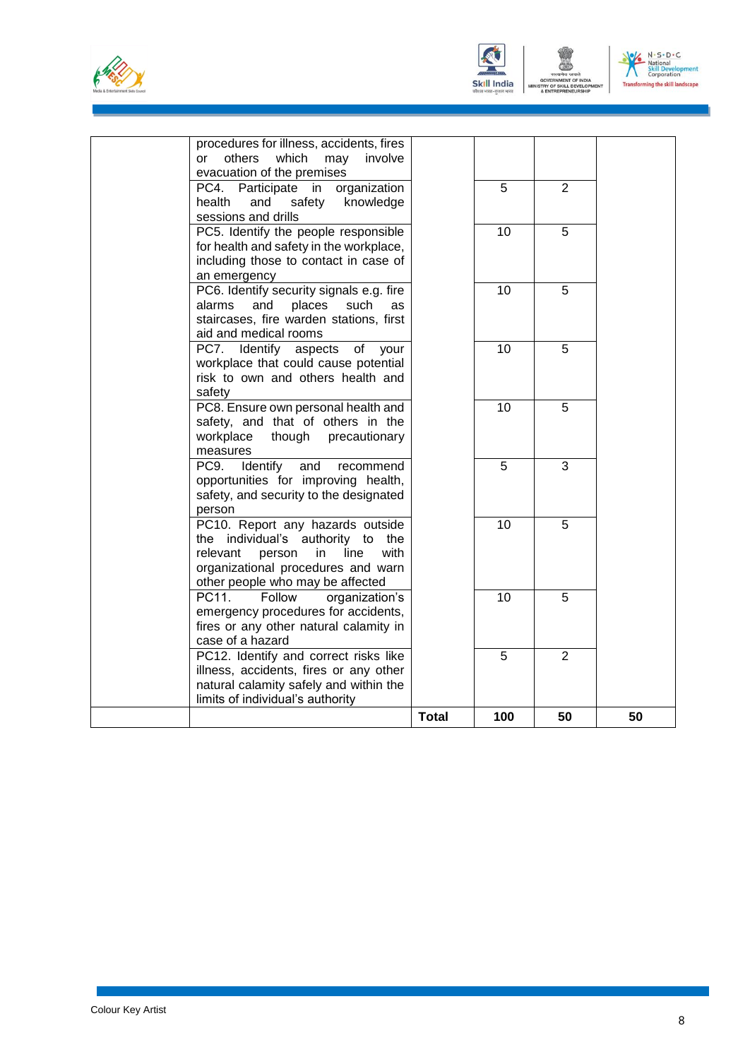| | | | | | |
|---|---|---|---|---|---|
| | procedures for illness, accidents, fires or others which may involve evacuation of the premises | | | | |
| | PC4. Participate in organization health and safety knowledge sessions and drills | | 5 | 2 | |
| | PC5. Identify the people responsible for health and safety in the workplace, including those to contact in case of an emergency | | 10 | 5 | |
| | PC6. Identify security signals e.g. fire alarms and places such as staircases, fire warden stations, first aid and medical rooms | | 10 | 5 | |
| | PC7. Identify aspects of your workplace that could cause potential risk to own and others health and safety | | 10 | 5 | |
| | PC8. Ensure own personal health and safety, and that of others in the workplace though precautionary measures | | 10 | 5 | |
| | PC9. Identify and recommend opportunities for improving health, safety, and security to the designated person | | 5 | 3 | |
| | PC10. Report any hazards outside the individual's authority to the relevant person in line with organizational procedures and warn other people who may be affected | | 10 | 5 | |
| | PC11. Follow organization's emergency procedures for accidents, fires or any other natural calamity in case of a hazard | | 10 | 5 | |
| | PC12. Identify and correct risks like illness, accidents, fires or any other natural calamity safely and within the limits of individual's authority | | 5 | 2 | |
| | | **Total** | **100** | **50** | **50** |